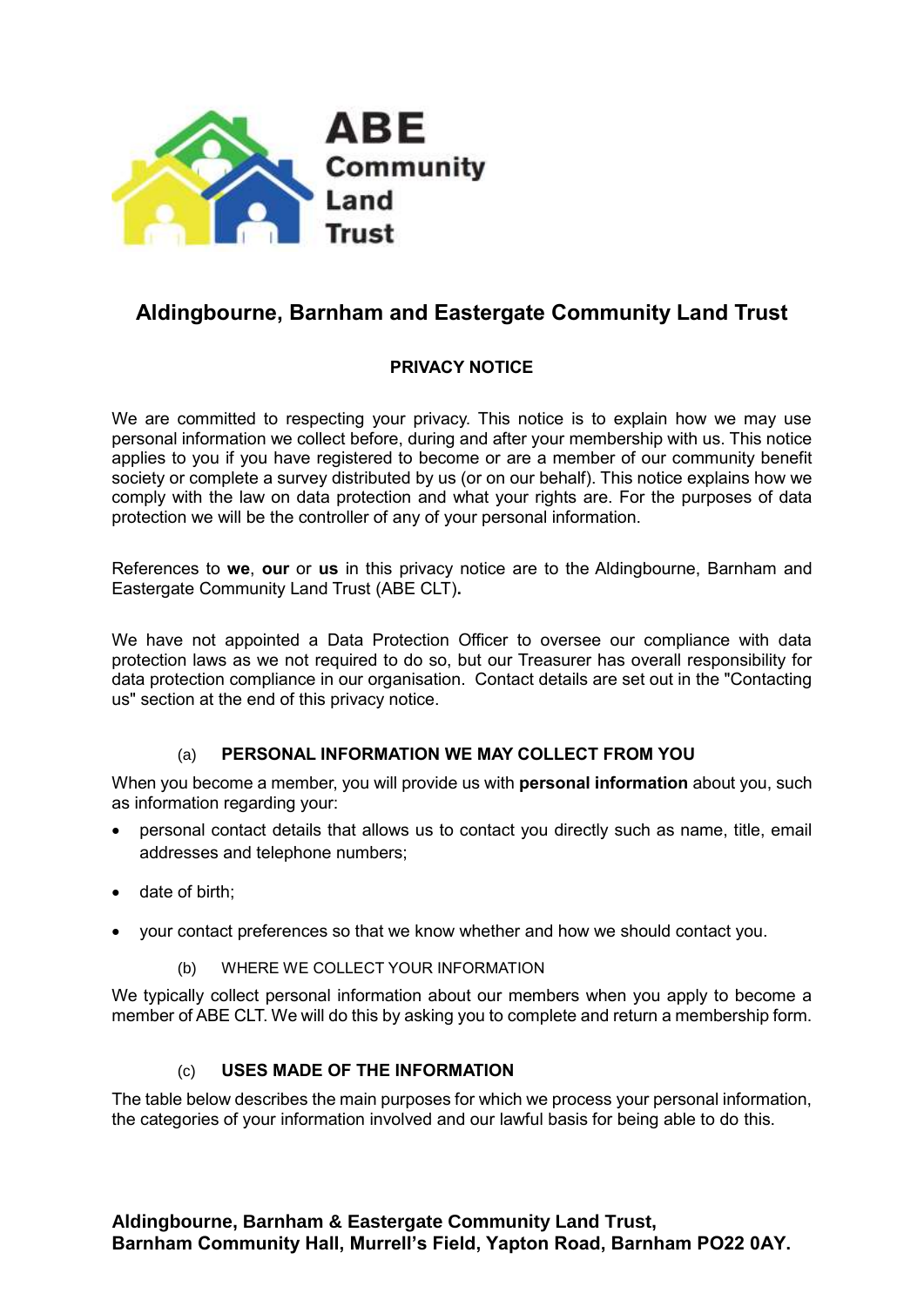ABE Community Land Trust

# Aldingbourne, Barnham and Eastergate Community Land Trust

## PRIVACY NOTICE

We are committed to respecting your privacy. This notice is to explain how we may use personal information we collect before, during and after your membership with us. This notice applies to you if you have registered to become or are a member of our community benefit society or complete a survey distributed by us (or on our behalf). This notice explains how we comply with the law on data protection and what your rights are. For the purposes of data protection we will be the controller of any of your personal information.

References to **we**, **our** or **us** in this privacy notice are to the Aldingbourne, Barnham and Eastergate Community Land Trust (ABE CLT)**.**

We have not appointed a Data Protection Officer to oversee our compliance with data protection laws as we not required to do so, but our Treasurer has overall responsibility for data protection compliance in our organisation. Contact details are set out in the "Contacting us" section at the end of this privacy notice.

### (a) PERSONAL INFORMATION WE MAY COLLECT FROM YOU

When you become a member, you will provide us with **personal information** about you, such as information regarding your:

- personal contact details that allows us to contact you directly such as name, title, email addresses and telephone numbers;
- date of birth;
- your contact preferences so that we know whether and how we should contact you.

### (b) WHERE WE COLLECT YOUR INFORMATION

We typically collect personal information about our members when you apply to become a member of ABE CLT. We will do this by asking you to complete and return a membership form.

### (c) USES MADE OF THE INFORMATION

The table below describes the main purposes for which we process your personal information, the categories of your information involved and our lawful basis for being able to do this.

**Aldingbourne, Barnham & Eastergate Community Land Trust,**
**Barnham Community Hall, Murrell's Field, Yapton Road, Barnham PO22 0AY.**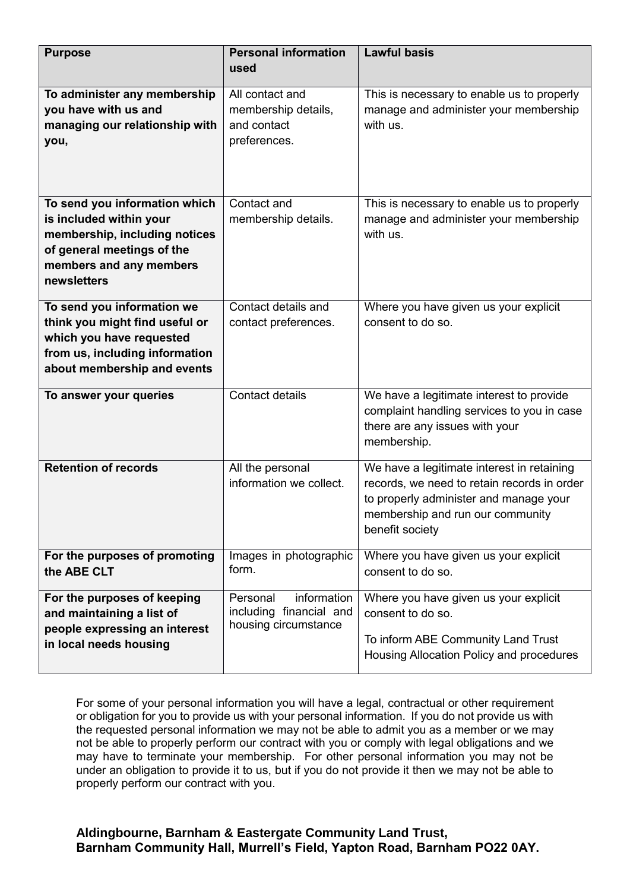| Purpose | Personal information used | Lawful basis |
|---|---|---|
| **To administer any membership you have with us and managing our relationship with you,** | All contact and membership details, and contact preferences. | This is necessary to enable us to properly manage and administer your membership with us. |
| **To send you information which is included within your membership, including notices of general meetings of the members and any members newsletters** | Contact and membership details. | This is necessary to enable us to properly manage and administer your membership with us. |
| **To send you information we think you might find useful or which you have requested from us, including information about membership and events** | Contact details and contact preferences. | Where you have given us your explicit consent to do so. |
| **To answer your queries** | Contact details | We have a legitimate interest to provide complaint handling services to you in case there are any issues with your membership. |
| **Retention of records** | All the personal information we collect. | We have a legitimate interest in retaining records, we need to retain records in order to properly administer and manage your membership and run our community benefit society |
| **For the purposes of promoting the ABE CLT** | Images in photographic form. | Where you have given us your explicit consent to do so. |
| **For the purposes of keeping and maintaining a list of people expressing an interest in local needs housing** | Personal information including financial and housing circumstance | Where you have given us your explicit consent to do so.<br><br>To inform ABE Community Land Trust Housing Allocation Policy and procedures |

For some of your personal information you will have a legal, contractual or other requirement or obligation for you to provide us with your personal information. If you do not provide us with the requested personal information we may not be able to admit you as a member or we may not be able to properly perform our contract with you or comply with legal obligations and we may have to terminate your membership. For other personal information you may not be under an obligation to provide it to us, but if you do not provide it then we may not be able to properly perform our contract with you.

**Aldingbourne, Barnham & Eastergate Community Land Trust,**
**Barnham Community Hall, Murrell's Field, Yapton Road, Barnham PO22 0AY.**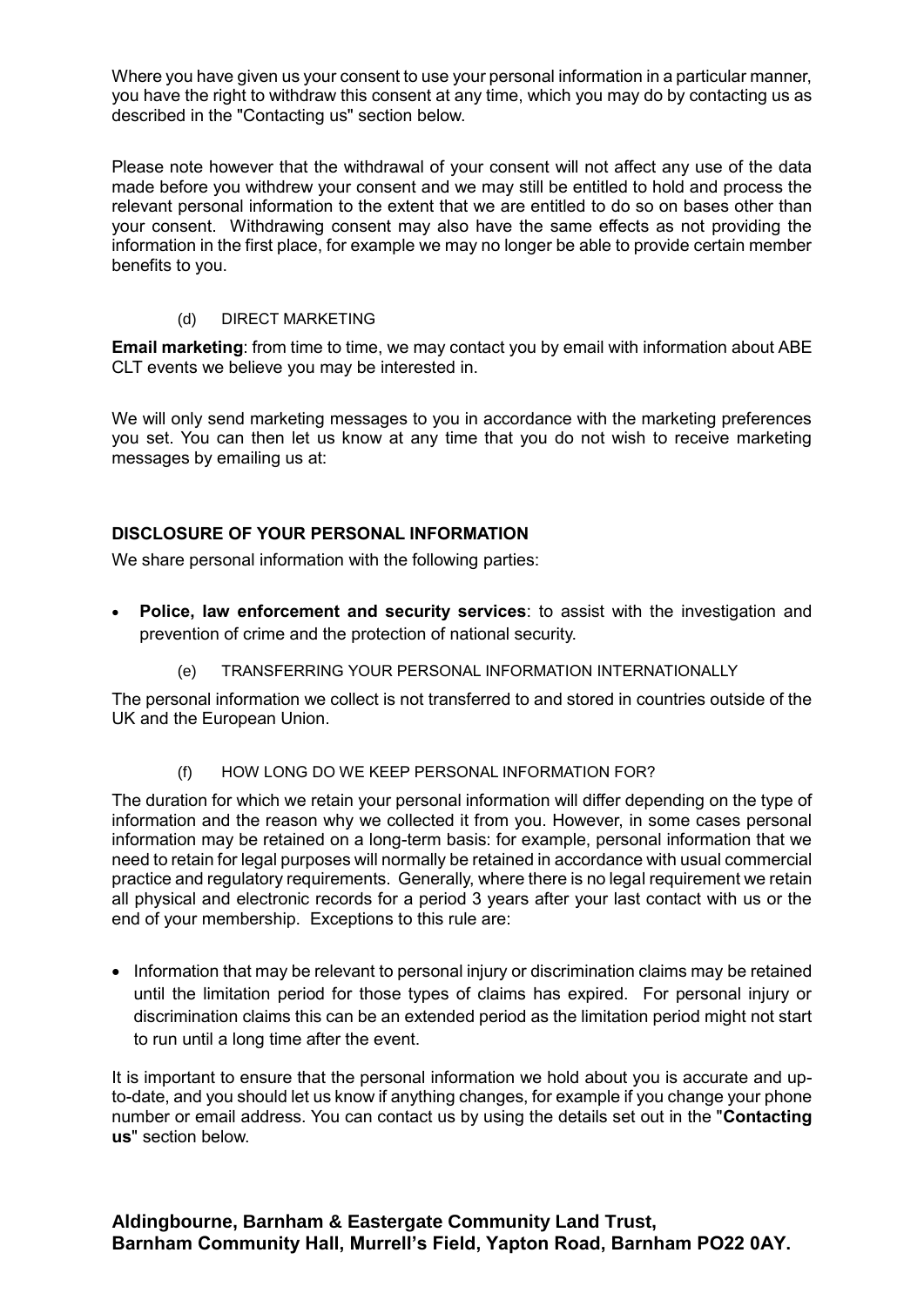Where you have given us your consent to use your personal information in a particular manner, you have the right to withdraw this consent at any time, which you may do by contacting us as described in the "Contacting us" section below.

Please note however that the withdrawal of your consent will not affect any use of the data made before you withdrew your consent and we may still be entitled to hold and process the relevant personal information to the extent that we are entitled to do so on bases other than your consent. Withdrawing consent may also have the same effects as not providing the information in the first place, for example we may no longer be able to provide certain member benefits to you.

### (d) DIRECT MARKETING

**Email marketing**: from time to time, we may contact you by email with information about ABE CLT events we believe you may be interested in.

We will only send marketing messages to you in accordance with the marketing preferences you set. You can then let us know at any time that you do not wish to receive marketing messages by emailing us at:

## DISCLOSURE OF YOUR PERSONAL INFORMATION

We share personal information with the following parties:

- **Police, law enforcement and security services**: to assist with the investigation and prevention of crime and the protection of national security.

### (e) TRANSFERRING YOUR PERSONAL INFORMATION INTERNATIONALLY

The personal information we collect is not transferred to and stored in countries outside of the UK and the European Union.

### (f) HOW LONG DO WE KEEP PERSONAL INFORMATION FOR?

The duration for which we retain your personal information will differ depending on the type of information and the reason why we collected it from you. However, in some cases personal information may be retained on a long-term basis: for example, personal information that we need to retain for legal purposes will normally be retained in accordance with usual commercial practice and regulatory requirements. Generally, where there is no legal requirement we retain all physical and electronic records for a period 3 years after your last contact with us or the end of your membership. Exceptions to this rule are:

- Information that may be relevant to personal injury or discrimination claims may be retained until the limitation period for those types of claims has expired. For personal injury or discrimination claims this can be an extended period as the limitation period might not start to run until a long time after the event.

It is important to ensure that the personal information we hold about you is accurate and up-to-date, and you should let us know if anything changes, for example if you change your phone number or email address. You can contact us by using the details set out in the "**Contacting us**" section below.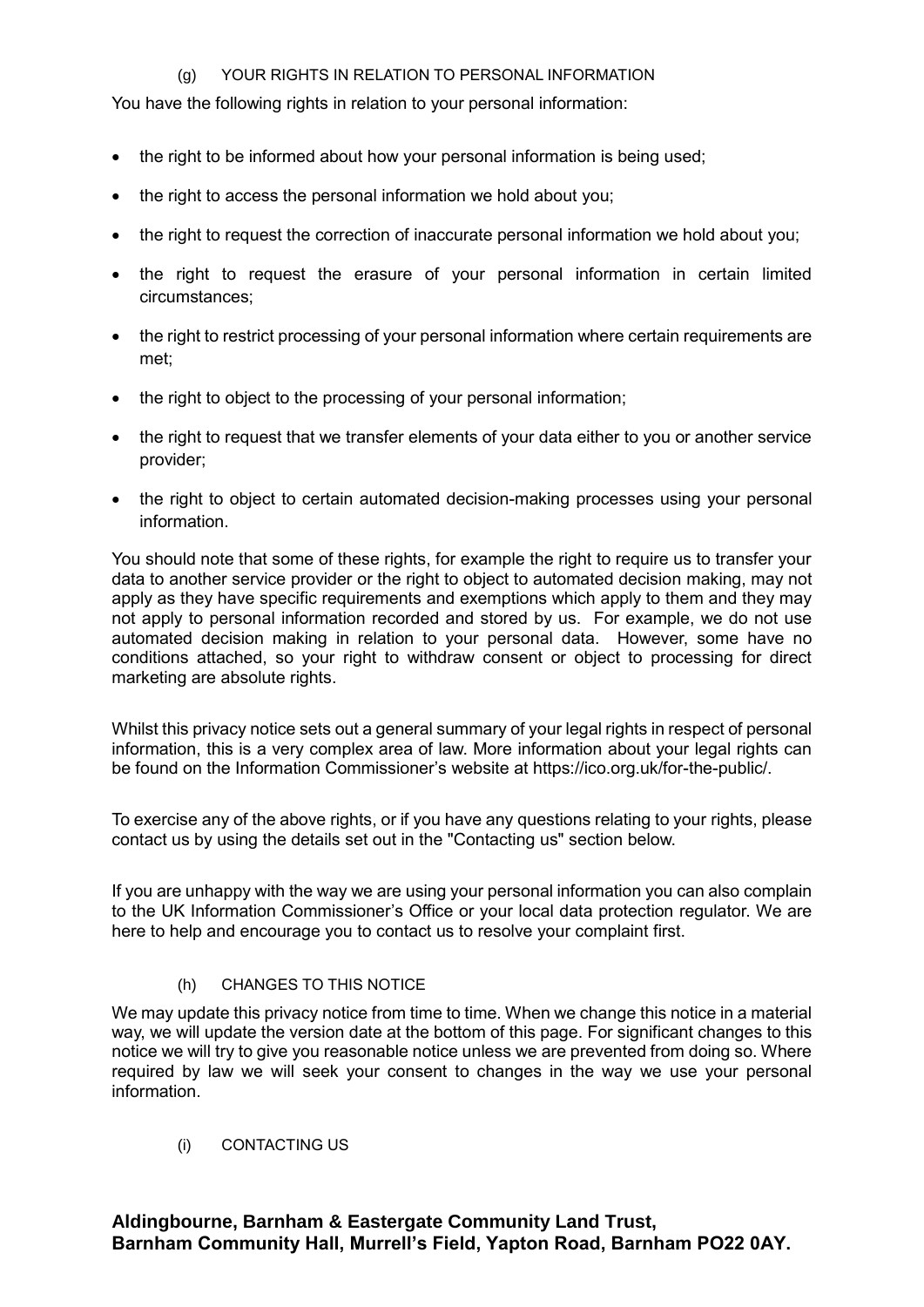## (g) YOUR RIGHTS IN RELATION TO PERSONAL INFORMATION

You have the following rights in relation to your personal information:

- the right to be informed about how your personal information is being used;
- the right to access the personal information we hold about you;
- the right to request the correction of inaccurate personal information we hold about you;
- the right to request the erasure of your personal information in certain limited circumstances;
- the right to restrict processing of your personal information where certain requirements are met;
- the right to object to the processing of your personal information;
- the right to request that we transfer elements of your data either to you or another service provider;
- the right to object to certain automated decision-making processes using your personal information.

You should note that some of these rights, for example the right to require us to transfer your data to another service provider or the right to object to automated decision making, may not apply as they have specific requirements and exemptions which apply to them and they may not apply to personal information recorded and stored by us. For example, we do not use automated decision making in relation to your personal data. However, some have no conditions attached, so your right to withdraw consent or object to processing for direct marketing are absolute rights.

Whilst this privacy notice sets out a general summary of your legal rights in respect of personal information, this is a very complex area of law. More information about your legal rights can be found on the Information Commissioner's website at https://ico.org.uk/for-the-public/.

To exercise any of the above rights, or if you have any questions relating to your rights, please contact us by using the details set out in the "Contacting us" section below.

If you are unhappy with the way we are using your personal information you can also complain to the UK Information Commissioner's Office or your local data protection regulator. We are here to help and encourage you to contact us to resolve your complaint first.

## (h) CHANGES TO THIS NOTICE

We may update this privacy notice from time to time. When we change this notice in a material way, we will update the version date at the bottom of this page. For significant changes to this notice we will try to give you reasonable notice unless we are prevented from doing so. Where required by law we will seek your consent to changes in the way we use your personal information.

## (i) CONTACTING US

**Aldingbourne, Barnham & Eastergate Community Land Trust,**
**Barnham Community Hall, Murrell's Field, Yapton Road, Barnham PO22 0AY.**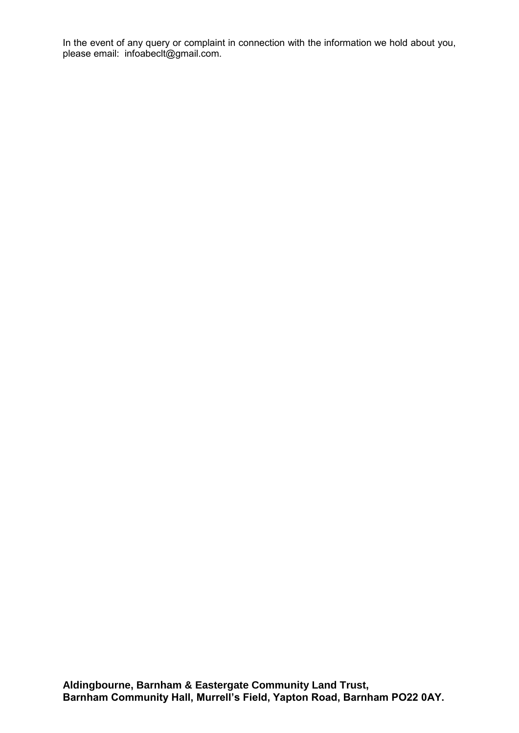In the event of any query or complaint in connection with the information we hold about you, please email: infoabeclt@gmail.com.

**Aldingbourne, Barnham & Eastergate Community Land Trust,**
**Barnham Community Hall, Murrell's Field, Yapton Road, Barnham PO22 0AY.**